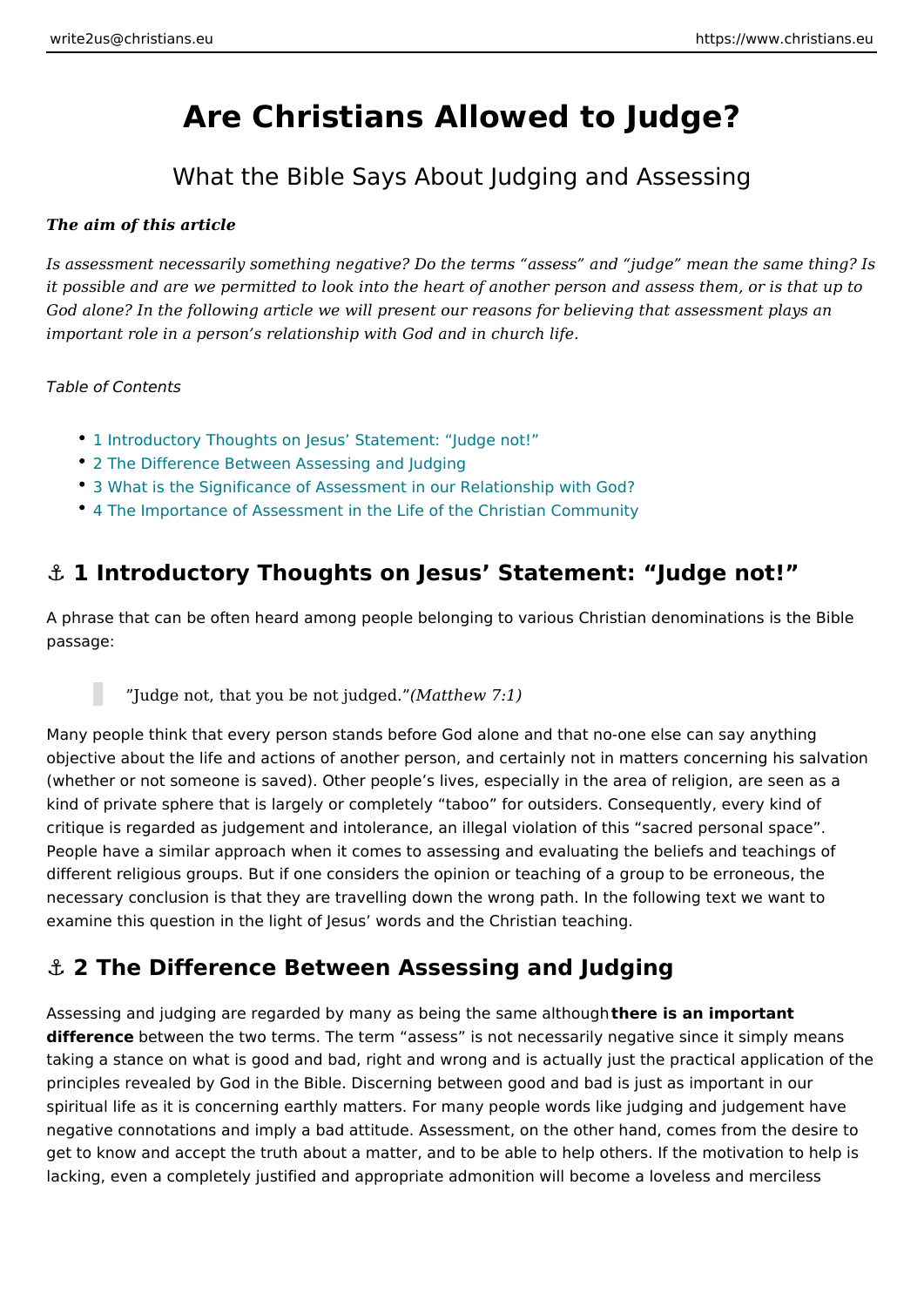# Are Christians Allowed to Judge?

## What the Bible Says About Judging and Assessing

***The aim of this article***

*Is assessment necessarily something negative? Do the terms "assess" and "judge" mean the same thing? Is it possible and are we permitted to look into the heart of another person and assess them, or is that up to God alone? In the following article we will present our reasons for believing that assessment plays an important role in a person's relationship with God and in church life.*

*Table of Contents*

- 1 Introductory Thoughts on Jesus' Statement: "Judge not!"
- 2 The Difference Between Assessing and Judging
- 3 What is the Significance of Assessment in our Relationship with God?
- 4 The Importance of Assessment in the Life of the Christian Community

## ⚓ 1 Introductory Thoughts on Jesus' Statement: "Judge not!"

A phrase that can be often heard among people belonging to various Christian denominations is the Bible passage:

> "Judge not, that you be not judged."*(Matthew 7:1)*

Many people think that every person stands before God alone and that no-one else can say anything objective about the life and actions of another person, and certainly not in matters concerning his salvation (whether or not someone is saved). Other people's lives, especially in the area of religion, are seen as a kind of private sphere that is largely or completely "taboo" for outsiders. Consequently, every kind of critique is regarded as judgement and intolerance, an illegal violation of this "sacred personal space". People have a similar approach when it comes to assessing and evaluating the beliefs and teachings of different religious groups. But if one considers the opinion or teaching of a group to be erroneous, the necessary conclusion is that they are travelling down the wrong path. In the following text we want to examine this question in the light of Jesus' words and the Christian teaching.

## ⚓ 2 The Difference Between Assessing and Judging

Assessing and judging are regarded by many as being the same although **there is an important difference** between the two terms. The term "assess" is not necessarily negative since it simply means taking a stance on what is good and bad, right and wrong and is actually just the practical application of the principles revealed by God in the Bible. Discerning between good and bad is just as important in our spiritual life as it is concerning earthly matters. For many people words like judging and judgement have negative connotations and imply a bad attitude. Assessment, on the other hand, comes from the desire to get to know and accept the truth about a matter, and to be able to help others. If the motivation to help is lacking, even a completely justified and appropriate admonition will become a loveless and merciless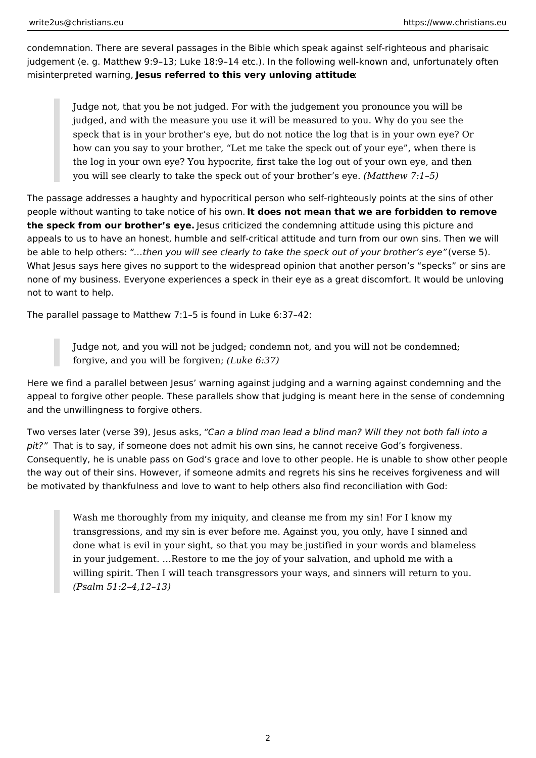condemnation. There are several passages in the Bible which speak against self-righteous and pharisaic judgement (e. g. Matthew 9:9–13; Luke 18:9–14 etc.). In the following well-known and, unfortunately often misinterpreted warning, **Jesus referred to this very unloving attitude**:

> Judge not, that you be not judged. For with the judgement you pronounce you will be judged, and with the measure you use it will be measured to you. Why do you see the speck that is in your brother's eye, but do not notice the log that is in your own eye? Or how can you say to your brother, "Let me take the speck out of your eye", when there is the log in your own eye? You hypocrite, first take the log out of your own eye, and then you will see clearly to take the speck out of your brother's eye. *(Matthew 7:1–5)*

The passage addresses a haughty and hypocritical person who self-righteously points at the sins of other people without wanting to take notice of his own. **It does not mean that we are forbidden to remove the speck from our brother's eye.** Jesus criticized the condemning attitude using this picture and appeals to us to have an honest, humble and self-critical attitude and turn from our own sins. Then we will be able to help others: *"…then you will see clearly to take the speck out of your brother's eye"* (verse 5). What Jesus says here gives no support to the widespread opinion that another person's "specks" or sins are none of my business. Everyone experiences a speck in their eye as a great discomfort. It would be unloving not to want to help.

The parallel passage to Matthew 7:1–5 is found in Luke 6:37–42:

> Judge not, and you will not be judged; condemn not, and you will not be condemned; forgive, and you will be forgiven; *(Luke 6:37)*

Here we find a parallel between Jesus' warning against judging and a warning against condemning and the appeal to forgive other people. These parallels show that judging is meant here in the sense of condemning and the unwillingness to forgive others.

Two verses later (verse 39), Jesus asks, *"Can a blind man lead a blind man? Will they not both fall into a pit?"* That is to say, if someone does not admit his own sins, he cannot receive God's forgiveness. Consequently, he is unable pass on God's grace and love to other people. He is unable to show other people the way out of their sins. However, if someone admits and regrets his sins he receives forgiveness and will be motivated by thankfulness and love to want to help others also find reconciliation with God:

> Wash me thoroughly from my iniquity, and cleanse me from my sin! For I know my transgressions, and my sin is ever before me. Against you, you only, have I sinned and done what is evil in your sight, so that you may be justified in your words and blameless in your judgement. …Restore to me the joy of your salvation, and uphold me with a willing spirit. Then I will teach transgressors your ways, and sinners will return to you. *(Psalm 51:2–4,12–13)*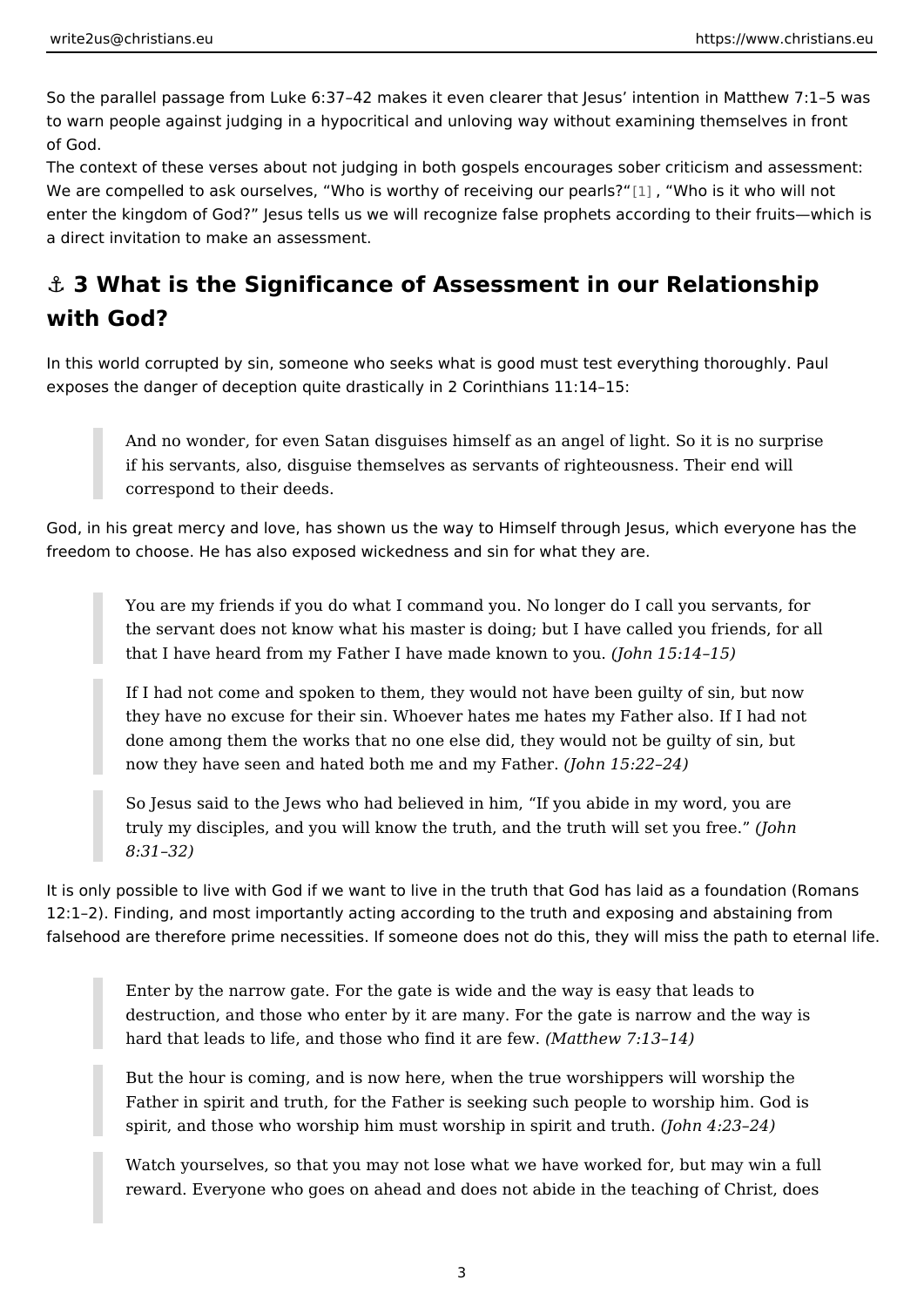So the parallel passage from Luke 6:37–42 makes it even clearer that Jesus' intention in Matthew 7:1–5 was to warn people against judging in a hypocritical and unloving way without examining themselves in front of God.

The context of these verses about not judging in both gospels encourages sober criticism and assessment: We are compelled to ask ourselves, "Who is worthy of receiving our pearls?"[1], "Who is it who will not enter the kingdom of God?" Jesus tells us we will recognize false prophets according to their fruits—which is a direct invitation to make an assessment.

## ⚓ 3 What is the Significance of Assessment in our Relationship with God?

In this world corrupted by sin, someone who seeks what is good must test everything thoroughly. Paul exposes the danger of deception quite drastically in 2 Corinthians 11:14–15:

> And no wonder, for even Satan disguises himself as an angel of light. So it is no surprise if his servants, also, disguise themselves as servants of righteousness. Their end will correspond to their deeds.

God, in his great mercy and love, has shown us the way to Himself through Jesus, which everyone has the freedom to choose. He has also exposed wickedness and sin for what they are.

> You are my friends if you do what I command you. No longer do I call you servants, for the servant does not know what his master is doing; but I have called you friends, for all that I have heard from my Father I have made known to you. *(John 15:14–15)*

> If I had not come and spoken to them, they would not have been guilty of sin, but now they have no excuse for their sin. Whoever hates me hates my Father also. If I had not done among them the works that no one else did, they would not be guilty of sin, but now they have seen and hated both me and my Father. *(John 15:22–24)*

> So Jesus said to the Jews who had believed in him, "If you abide in my word, you are truly my disciples, and you will know the truth, and the truth will set you free." *(John 8:31–32)*

It is only possible to live with God if we want to live in the truth that God has laid as a foundation (Romans 12:1–2). Finding, and most importantly acting according to the truth and exposing and abstaining from falsehood are therefore prime necessities. If someone does not do this, they will miss the path to eternal life.

> Enter by the narrow gate. For the gate is wide and the way is easy that leads to destruction, and those who enter by it are many. For the gate is narrow and the way is hard that leads to life, and those who find it are few. *(Matthew 7:13–14)*

> But the hour is coming, and is now here, when the true worshippers will worship the Father in spirit and truth, for the Father is seeking such people to worship him. God is spirit, and those who worship him must worship in spirit and truth. *(John 4:23–24)*

> Watch yourselves, so that you may not lose what we have worked for, but may win a full reward. Everyone who goes on ahead and does not abide in the teaching of Christ, does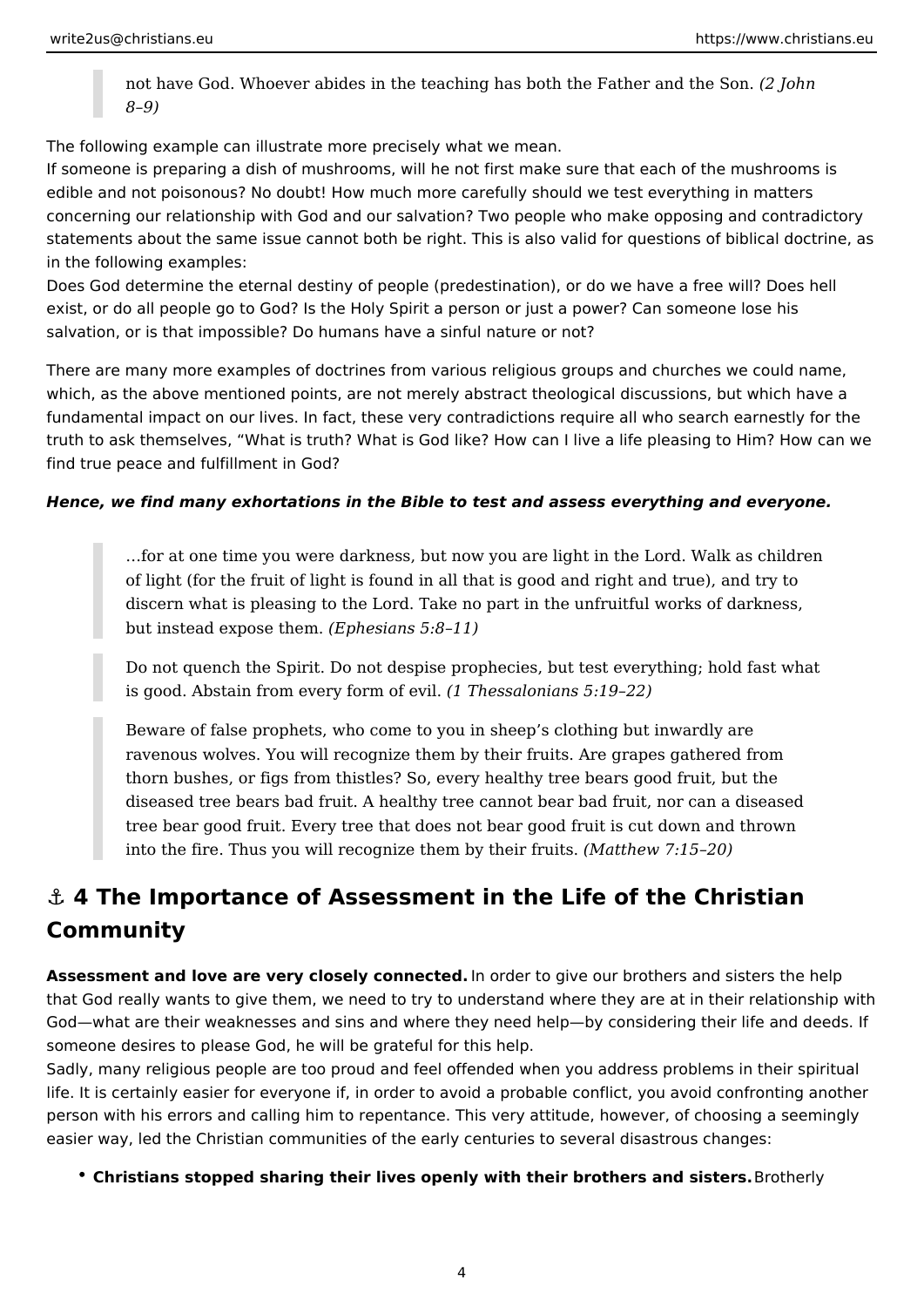> not have God. Whoever abides in the teaching has both the Father and the Son. *(2 John 8–9)*

The following example can illustrate more precisely what we mean.
If someone is preparing a dish of mushrooms, will he not first make sure that each of the mushrooms is edible and not poisonous? No doubt! How much more carefully should we test everything in matters concerning our relationship with God and our salvation? Two people who make opposing and contradictory statements about the same issue cannot both be right. This is also valid for questions of biblical doctrine, as in the following examples:
Does God determine the eternal destiny of people (predestination), or do we have a free will? Does hell exist, or do all people go to God? Is the Holy Spirit a person or just a power? Can someone lose his salvation, or is that impossible? Do humans have a sinful nature or not?

There are many more examples of doctrines from various religious groups and churches we could name, which, as the above mentioned points, are not merely abstract theological discussions, but which have a fundamental impact on our lives. In fact, these very contradictions require all who search earnestly for the truth to ask themselves, "What is truth? What is God like? How can I live a life pleasing to Him? How can we find true peace and fulfillment in God?

***Hence, we find many exhortations in the Bible to test and assess everything and everyone.***

> …for at one time you were darkness, but now you are light in the Lord. Walk as children of light (for the fruit of light is found in all that is good and right and true), and try to discern what is pleasing to the Lord. Take no part in the unfruitful works of darkness, but instead expose them. *(Ephesians 5:8–11)*

> Do not quench the Spirit. Do not despise prophecies, but test everything; hold fast what is good. Abstain from every form of evil. *(1 Thessalonians 5:19–22)*

> Beware of false prophets, who come to you in sheep's clothing but inwardly are ravenous wolves. You will recognize them by their fruits. Are grapes gathered from thorn bushes, or figs from thistles? So, every healthy tree bears good fruit, but the diseased tree bears bad fruit. A healthy tree cannot bear bad fruit, nor can a diseased tree bear good fruit. Every tree that does not bear good fruit is cut down and thrown into the fire. Thus you will recognize them by their fruits. *(Matthew 7:15–20)*

## ⚓ 4 The Importance of Assessment in the Life of the Christian Community

**Assessment and love are very closely connected.** In order to give our brothers and sisters the help that God really wants to give them, we need to try to understand where they are at in their relationship with God—what are their weaknesses and sins and where they need help—by considering their life and deeds. If someone desires to please God, he will be grateful for this help.
Sadly, many religious people are too proud and feel offended when you address problems in their spiritual life. It is certainly easier for everyone if, in order to avoid a probable conflict, you avoid confronting another person with his errors and calling him to repentance. This very attitude, however, of choosing a seemingly easier way, led the Christian communities of the early centuries to several disastrous changes:

- **Christians stopped sharing their lives openly with their brothers and sisters.** Brotherly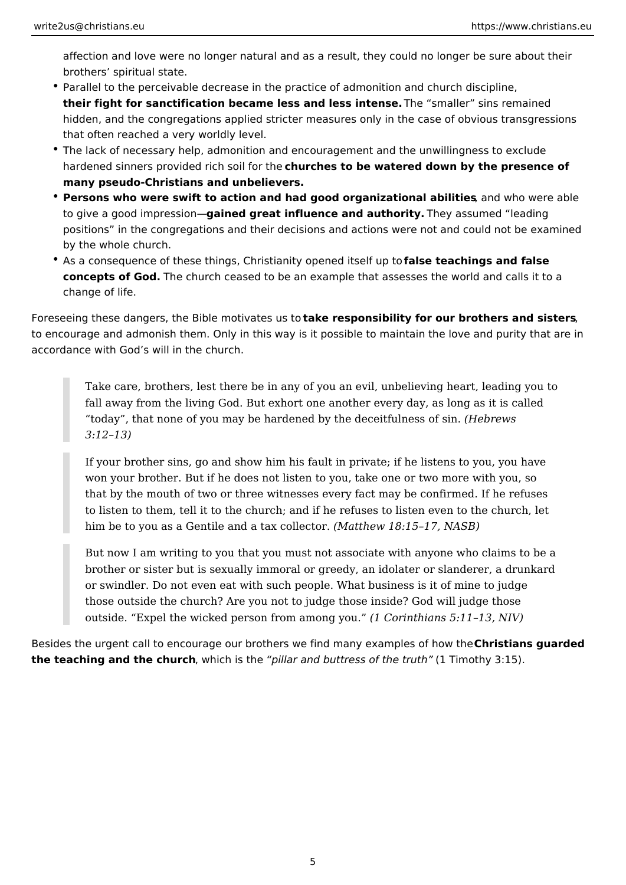affection and love were no longer natural and as a result, they could no longer be sure about their brothers' spiritual state.

- Parallel to the perceivable decrease in the practice of admonition and church discipline, **their fight for sanctification became less and less intense.** The "smaller" sins remained hidden, and the congregations applied stricter measures only in the case of obvious transgressions that often reached a very worldly level.
- The lack of necessary help, admonition and encouragement and the unwillingness to exclude hardened sinners provided rich soil for the **churches to be watered down by the presence of many pseudo-Christians and unbelievers.**
- **Persons who were swift to action and had good organizational abilities**, and who were able to give a good impression—**gained great influence and authority.** They assumed "leading positions" in the congregations and their decisions and actions were not and could not be examined by the whole church.
- As a consequence of these things, Christianity opened itself up to **false teachings and false concepts of God.** The church ceased to be an example that assesses the world and calls it to a change of life.

Foreseeing these dangers, the Bible motivates us to **take responsibility for our brothers and sisters**, to encourage and admonish them. Only in this way is it possible to maintain the love and purity that are in accordance with God's will in the church.

> Take care, brothers, lest there be in any of you an evil, unbelieving heart, leading you to fall away from the living God. But exhort one another every day, as long as it is called "today", that none of you may be hardened by the deceitfulness of sin. *(Hebrews 3:12–13)*

> If your brother sins, go and show him his fault in private; if he listens to you, you have won your brother. But if he does not listen to you, take one or two more with you, so that by the mouth of two or three witnesses every fact may be confirmed. If he refuses to listen to them, tell it to the church; and if he refuses to listen even to the church, let him be to you as a Gentile and a tax collector. *(Matthew 18:15–17, NASB)*

> But now I am writing to you that you must not associate with anyone who claims to be a brother or sister but is sexually immoral or greedy, an idolater or slanderer, a drunkard or swindler. Do not even eat with such people. What business is it of mine to judge those outside the church? Are you not to judge those inside? God will judge those outside. "Expel the wicked person from among you." *(1 Corinthians 5:11–13, NIV)*

Besides the urgent call to encourage our brothers we find many examples of how the **Christians guarded the teaching and the church**, which is the *"pillar and buttress of the truth"* (1 Timothy 3:15).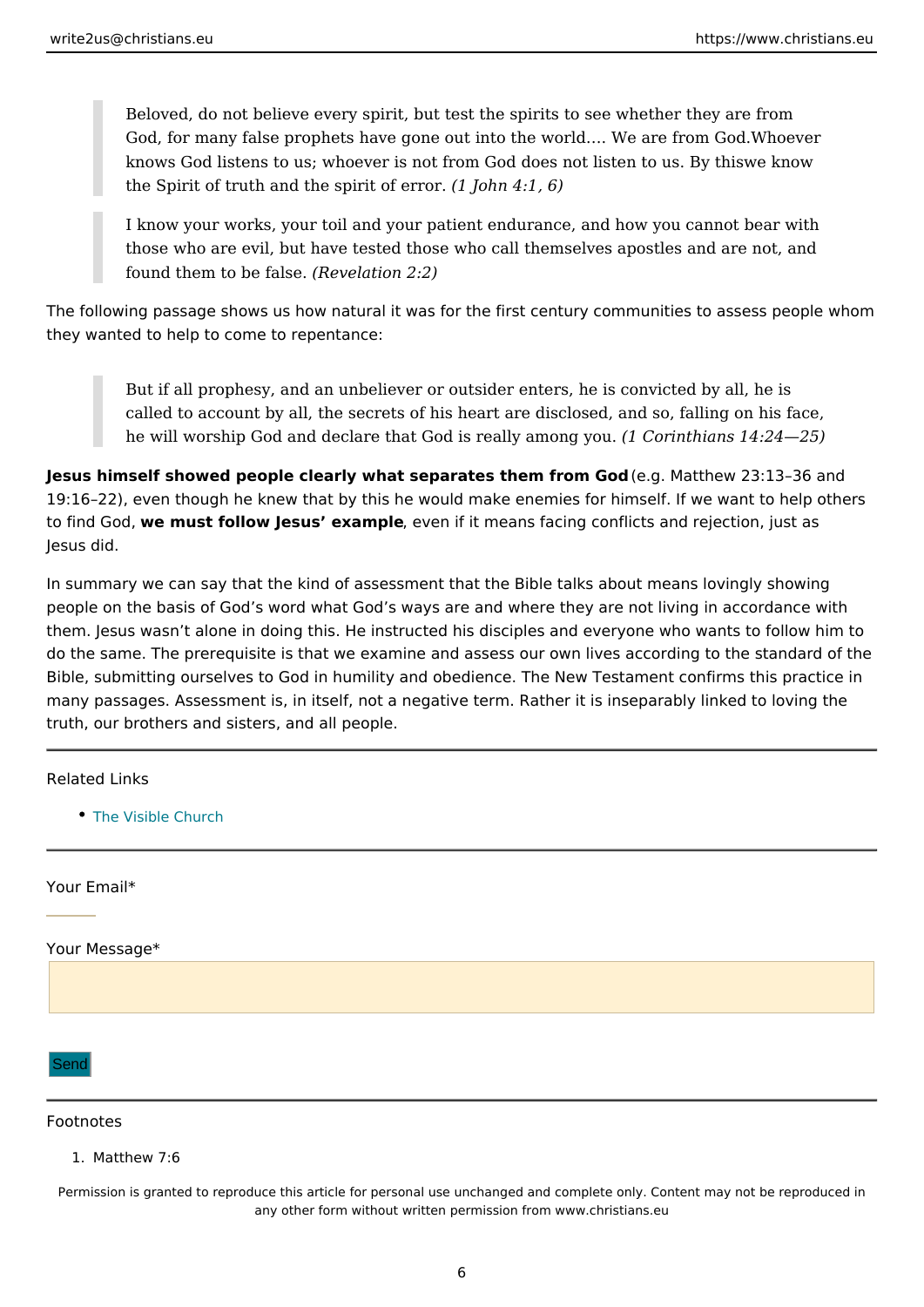> Beloved, do not believe every spirit, but test the spirits to see whether they are from God, for many false prophets have gone out into the world.… We are from God.Whoever knows God listens to us; whoever is not from God does not listen to us. By thiswe know the Spirit of truth and the spirit of error. *(1 John 4:1, 6)*

> I know your works, your toil and your patient endurance, and how you cannot bear with those who are evil, but have tested those who call themselves apostles and are not, and found them to be false. *(Revelation 2:2)*

The following passage shows us how natural it was for the first century communities to assess people whom they wanted to help to come to repentance:

> But if all prophesy, and an unbeliever or outsider enters, he is convicted by all, he is called to account by all, the secrets of his heart are disclosed, and so, falling on his face, he will worship God and declare that God is really among you. *(1 Corinthians 14:24—25)*

**Jesus himself showed people clearly what separates them from God** (e.g. Matthew 23:13–36 and 19:16–22), even though he knew that by this he would make enemies for himself. If we want to help others to find God, **we must follow Jesus' example**, even if it means facing conflicts and rejection, just as Jesus did.

In summary we can say that the kind of assessment that the Bible talks about means lovingly showing people on the basis of God's word what God's ways are and where they are not living in accordance with them. Jesus wasn't alone in doing this. He instructed his disciples and everyone who wants to follow him to do the same. The prerequisite is that we examine and assess our own lives according to the standard of the Bible, submitting ourselves to God in humility and obedience. The New Testament confirms this practice in many passages. Assessment is, in itself, not a negative term. Rather it is inseparably linked to loving the truth, our brothers and sisters, and all people.

---

Related Links

- The Visible Church

---

Your Email*

Your Message*

Send

---

Footnotes

1. Matthew 7:6

Permission is granted to reproduce this article for personal use unchanged and complete only. Content may not be reproduced in any other form without written permission from www.christians.eu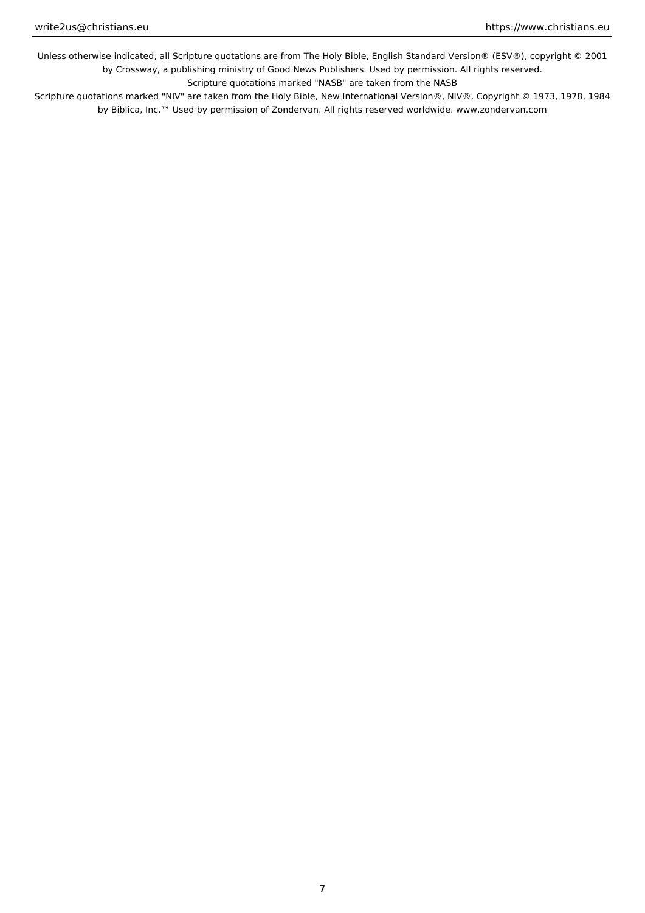Unless otherwise indicated, all Scripture quotations are from The Holy Bible, English Standard Version® (ESV®), copyright © 2001 by Crossway, a publishing ministry of Good News Publishers. Used by permission. All rights reserved.

Scripture quotations marked "NASB" are taken from the NASB

Scripture quotations marked "NIV" are taken from the Holy Bible, New International Version®, NIV®. Copyright © 1973, 1978, 1984 by Biblica, Inc.™ Used by permission of Zondervan. All rights reserved worldwide. www.zondervan.com